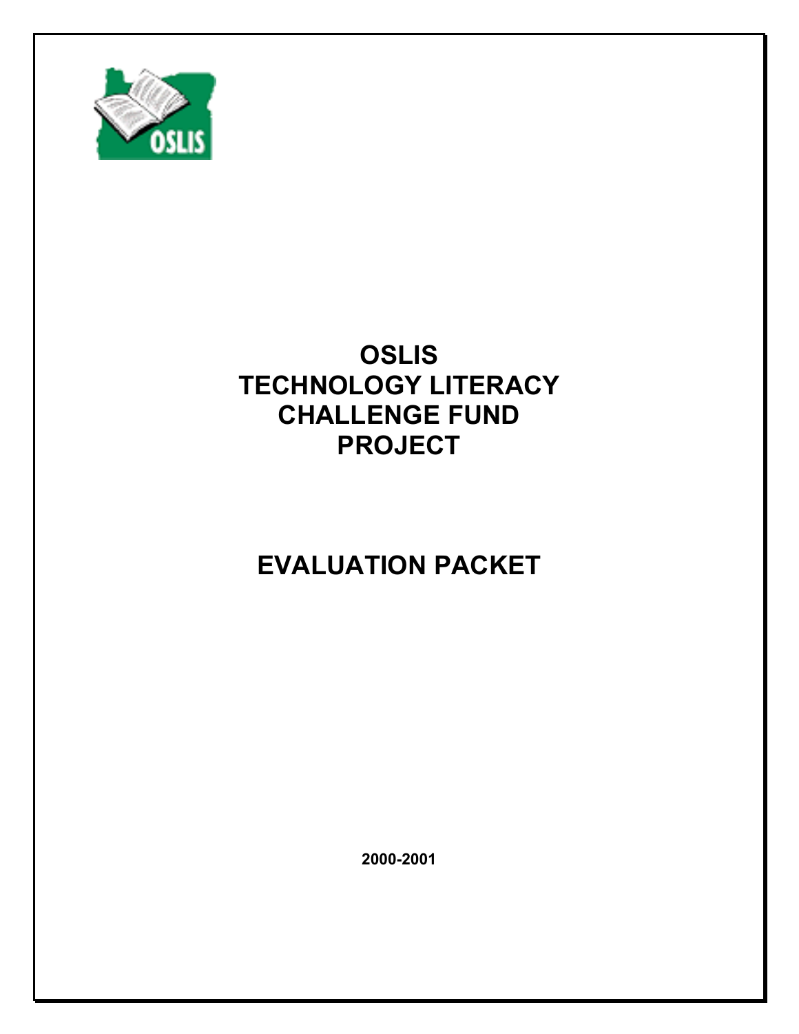# OSLIS TECHNOLOGY LITERACY CHALLENGE FUND PROJECT

# EVALUATION PACKET

**2000-2001**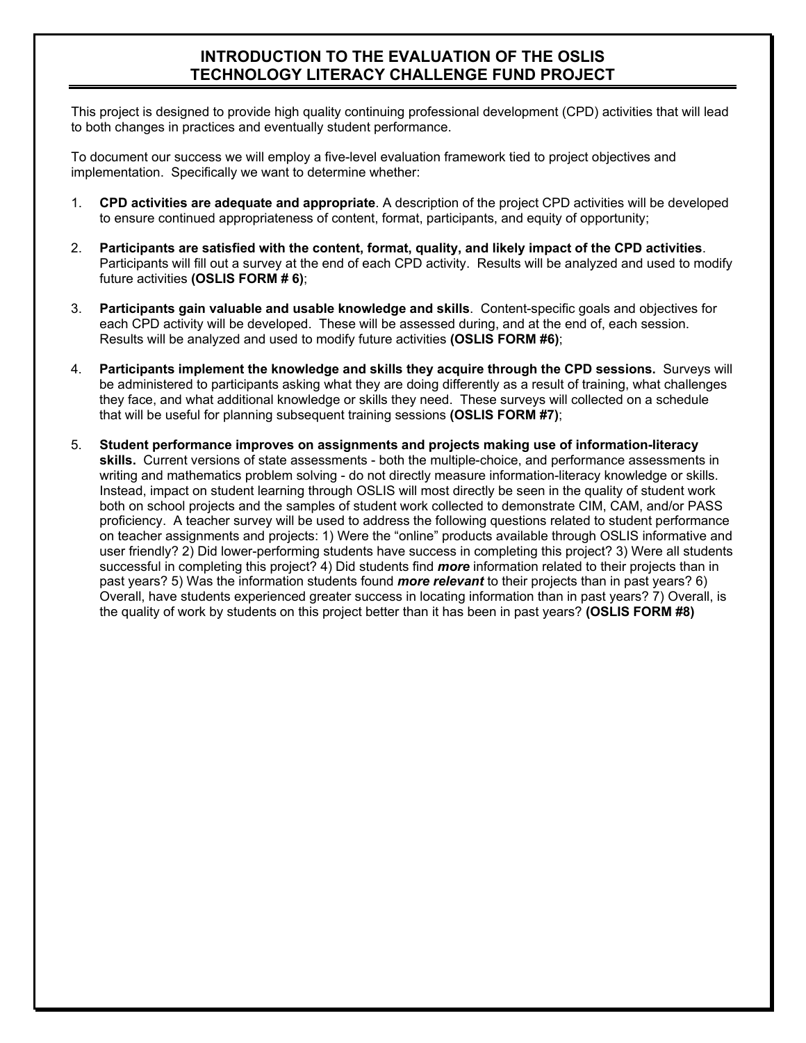# INTRODUCTION TO THE EVALUATION OF THE OSLIS TECHNOLOGY LITERACY CHALLENGE FUND PROJECT

This project is designed to provide high quality continuing professional development (CPD) activities that will lead to both changes in practices and eventually student performance.

To document our success we will employ a five-level evaluation framework tied to project objectives and implementation. Specifically we want to determine whether:

1. **CPD activities are adequate and appropriate**. A description of the project CPD activities will be developed to ensure continued appropriateness of content, format, participants, and equity of opportunity;

2. **Participants are satisfied with the content, format, quality, and likely impact of the CPD activities**. Participants will fill out a survey at the end of each CPD activity. Results will be analyzed and used to modify future activities **(OSLIS FORM # 6)**;

3. **Participants gain valuable and usable knowledge and skills**. Content-specific goals and objectives for each CPD activity will be developed. These will be assessed during, and at the end of, each session. Results will be analyzed and used to modify future activities **(OSLIS FORM #6)**;

4. **Participants implement the knowledge and skills they acquire through the CPD sessions.** Surveys will be administered to participants asking what they are doing differently as a result of training, what challenges they face, and what additional knowledge or skills they need. These surveys will collected on a schedule that will be useful for planning subsequent training sessions **(OSLIS FORM #7)**;

5. **Student performance improves on assignments and projects making use of information-literacy skills.** Current versions of state assessments - both the multiple-choice, and performance assessments in writing and mathematics problem solving - do not directly measure information-literacy knowledge or skills. Instead, impact on student learning through OSLIS will most directly be seen in the quality of student work both on school projects and the samples of student work collected to demonstrate CIM, CAM, and/or PASS proficiency. A teacher survey will be used to address the following questions related to student performance on teacher assignments and projects: 1) Were the "online" products available through OSLIS informative and user friendly? 2) Did lower-performing students have success in completing this project? 3) Were all students successful in completing this project? 4) Did students find ***more*** information related to their projects than in past years? 5) Was the information students found ***more relevant*** to their projects than in past years? 6) Overall, have students experienced greater success in locating information than in past years? 7) Overall, is the quality of work by students on this project better than it has been in past years? **(OSLIS FORM #8)**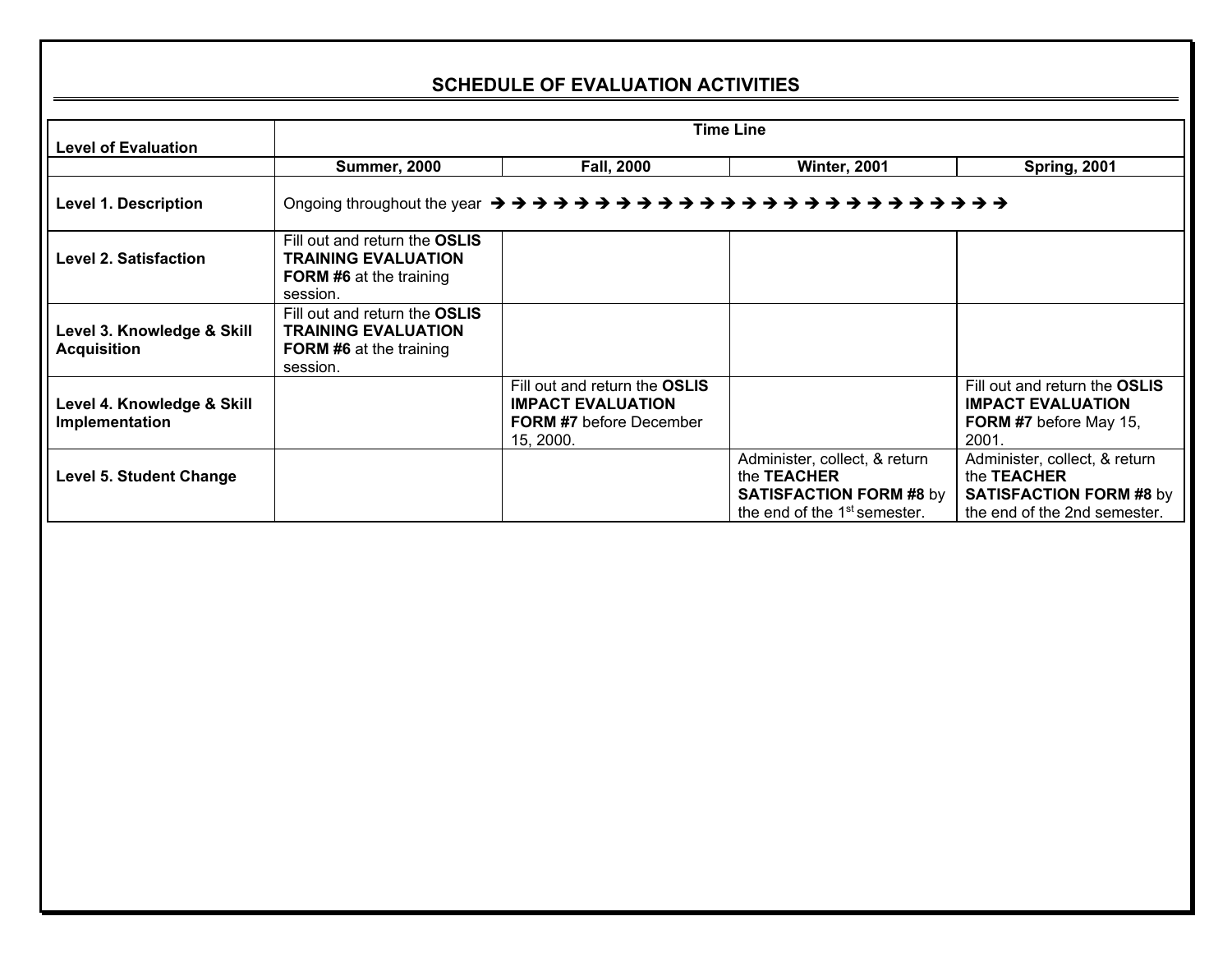## SCHEDULE OF EVALUATION ACTIVITIES

| Level of Evaluation | Time Line | | | |
|---|---|---|---|---|
| | **Summer, 2000** | **Fall, 2000** | **Winter, 2001** | **Spring, 2001** |
| **Level 1. Description** | Ongoing throughout the year → → → → → → → → → → → → → → → → → → → → → → → → → | | | |
| **Level 2. Satisfaction** | Fill out and return the **OSLIS TRAINING EVALUATION FORM #6** at the training session. | | | |
| **Level 3. Knowledge & Skill Acquisition** | Fill out and return the **OSLIS TRAINING EVALUATION FORM #6** at the training session. | | | |
| **Level 4. Knowledge & Skill Implementation** | | Fill out and return the **OSLIS IMPACT EVALUATION FORM #7** before December 15, 2000. | | Fill out and return the **OSLIS IMPACT EVALUATION FORM #7** before May 15, 2001. |
| **Level 5. Student Change** | | | Administer, collect, & return the **TEACHER SATISFACTION FORM #8** by the end of the 1st semester. | Administer, collect, & return the **TEACHER SATISFACTION FORM #8** by the end of the 2nd semester. |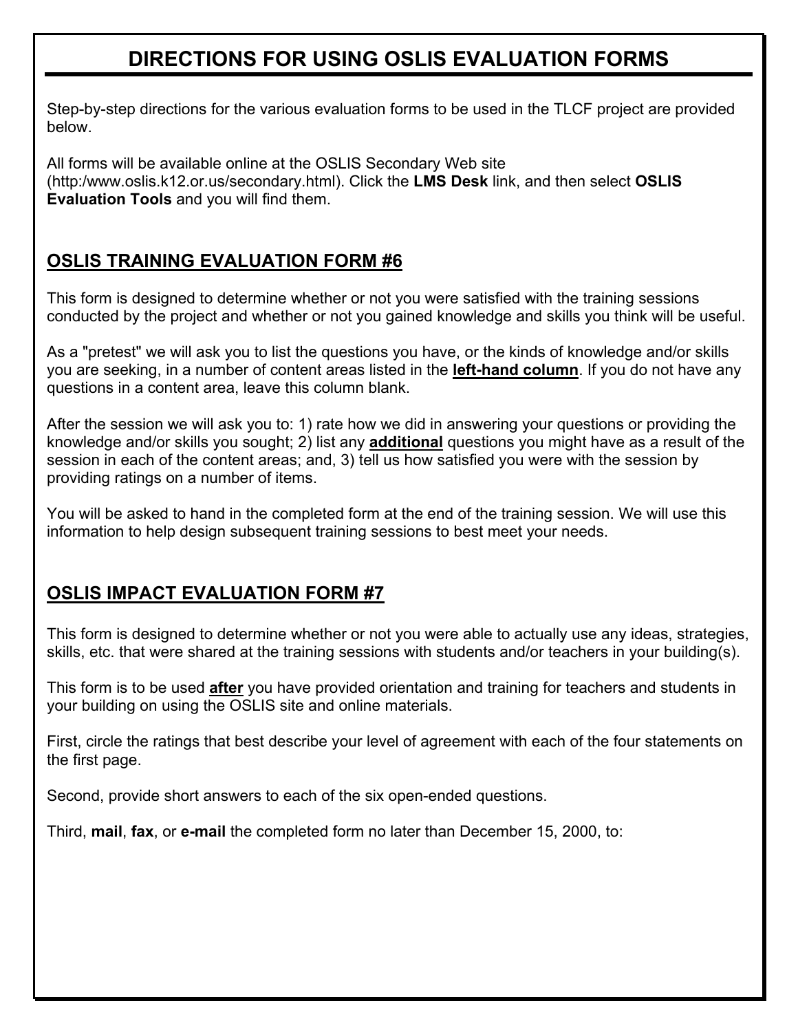# DIRECTIONS FOR USING OSLIS EVALUATION FORMS

Step-by-step directions for the various evaluation forms to be used in the TLCF project are provided below.

All forms will be available online at the OSLIS Secondary Web site (http:/www.oslis.k12.or.us/secondary.html). Click the **LMS Desk** link, and then select **OSLIS Evaluation Tools** and you will find them.

## OSLIS TRAINING EVALUATION FORM #6

This form is designed to determine whether or not you were satisfied with the training sessions conducted by the project and whether or not you gained knowledge and skills you think will be useful.

As a "pretest" we will ask you to list the questions you have, or the kinds of knowledge and/or skills you are seeking, in a number of content areas listed in the **left-hand column**. If you do not have any questions in a content area, leave this column blank.

After the session we will ask you to: 1) rate how we did in answering your questions or providing the knowledge and/or skills you sought; 2) list any **additional** questions you might have as a result of the session in each of the content areas; and, 3) tell us how satisfied you were with the session by providing ratings on a number of items.

You will be asked to hand in the completed form at the end of the training session. We will use this information to help design subsequent training sessions to best meet your needs.

## OSLIS IMPACT EVALUATION FORM #7

This form is designed to determine whether or not you were able to actually use any ideas, strategies, skills, etc. that were shared at the training sessions with students and/or teachers in your building(s).

This form is to be used **after** you have provided orientation and training for teachers and students in your building on using the OSLIS site and online materials.

First, circle the ratings that best describe your level of agreement with each of the four statements on the first page.

Second, provide short answers to each of the six open-ended questions.

Third, **mail**, **fax**, or **e-mail** the completed form no later than December 15, 2000, to: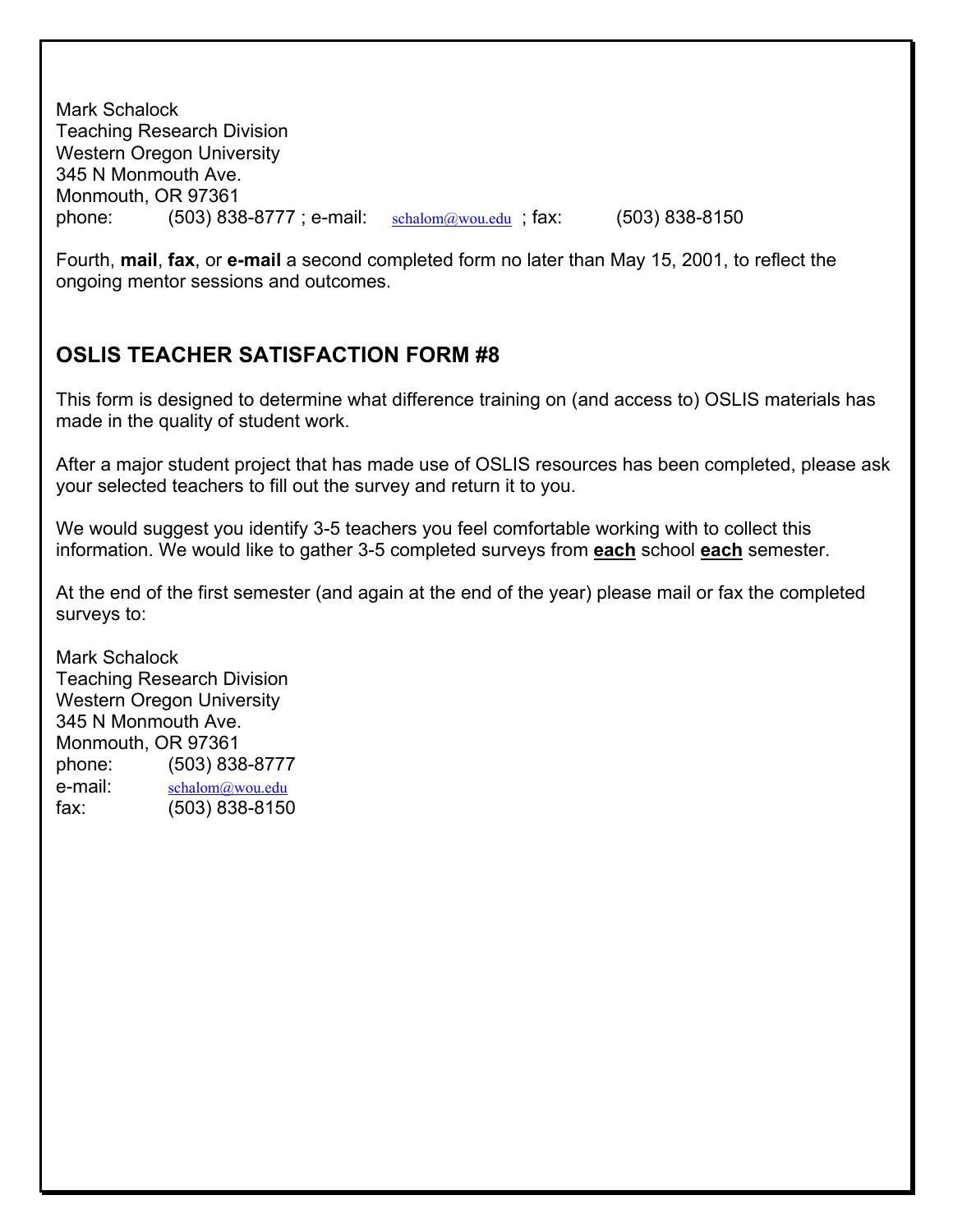Mark Schalock
Teaching Research Division
Western Oregon University
345 N Monmouth Ave.
Monmouth, OR 97361
phone: (503) 838-8777 ; e-mail: schalom@wou.edu ; fax: (503) 838-8150

Fourth, **mail**, **fax**, or **e-mail** a second completed form no later than May 15, 2001, to reflect the ongoing mentor sessions and outcomes.

## OSLIS TEACHER SATISFACTION FORM #8

This form is designed to determine what difference training on (and access to) OSLIS materials has made in the quality of student work.

After a major student project that has made use of OSLIS resources has been completed, please ask your selected teachers to fill out the survey and return it to you.

We would suggest you identify 3-5 teachers you feel comfortable working with to collect this information. We would like to gather 3-5 completed surveys from **each** school **each** semester.

At the end of the first semester (and again at the end of the year) please mail or fax the completed surveys to:

Mark Schalock
Teaching Research Division
Western Oregon University
345 N Monmouth Ave.
Monmouth, OR 97361
phone: (503) 838-8777
e-mail: schalom@wou.edu
fax: (503) 838-8150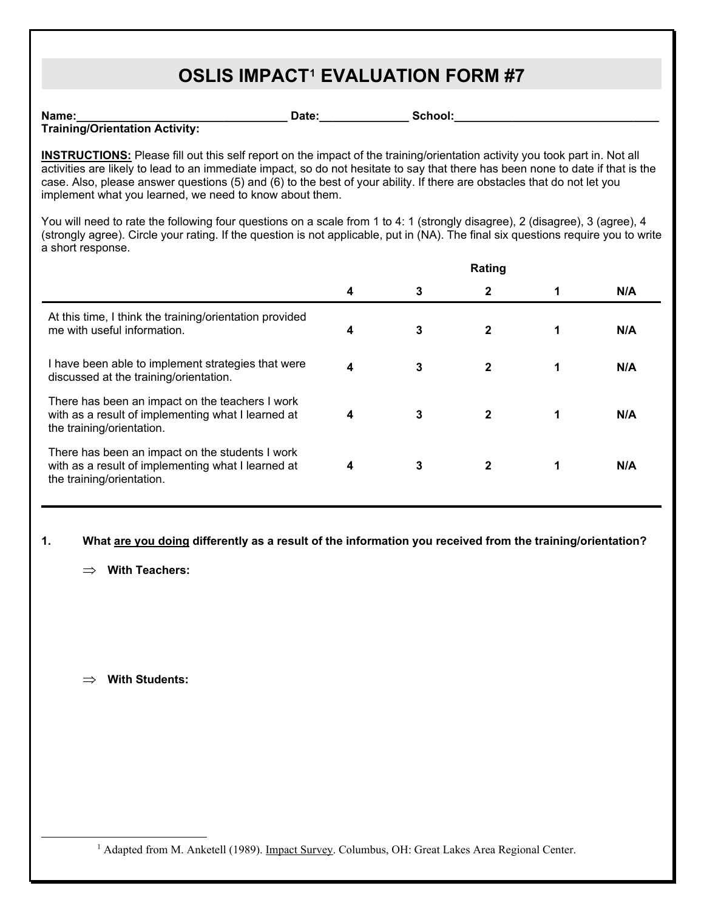# OSLIS IMPACT[1] EVALUATION FORM #7

**Name:**_________________________________ **Date:**______________ **School:**_________________________________
**Training/Orientation Activity:**

**INSTRUCTIONS:** Please fill out this self report on the impact of the training/orientation activity you took part in. Not all activities are likely to lead to an immediate impact, so do not hesitate to say that there has been none to date if that is the case. Also, please answer questions (5) and (6) to the best of your ability. If there are obstacles that do not let you implement what you learned, we need to know about them.

You will need to rate the following four questions on a scale from 1 to 4: 1 (strongly disagree), 2 (disagree), 3 (agree), 4 (strongly agree). Circle your rating. If the question is not applicable, put in (NA). The final six questions require you to write a short response.

| | Rating | | | | |
|---|---|---|---|---|---|
| | **4** | **3** | **2** | **1** | **N/A** |
| At this time, I think the training/orientation provided me with useful information. | **4** | **3** | **2** | **1** | **N/A** |
| I have been able to implement strategies that were discussed at the training/orientation. | **4** | **3** | **2** | **1** | **N/A** |
| There has been an impact on the teachers I work with as a result of implementing what I learned at the training/orientation. | **4** | **3** | **2** | **1** | **N/A** |
| There has been an impact on the students I work with as a result of implementing what I learned at the training/orientation. | **4** | **3** | **2** | **1** | **N/A** |

**1. What are you doing differently as a result of the information you received from the training/orientation?**

⇒ **With Teachers:**

⇒ **With Students:**

[1] Adapted from M. Anketell (1989). Impact Survey. Columbus, OH: Great Lakes Area Regional Center.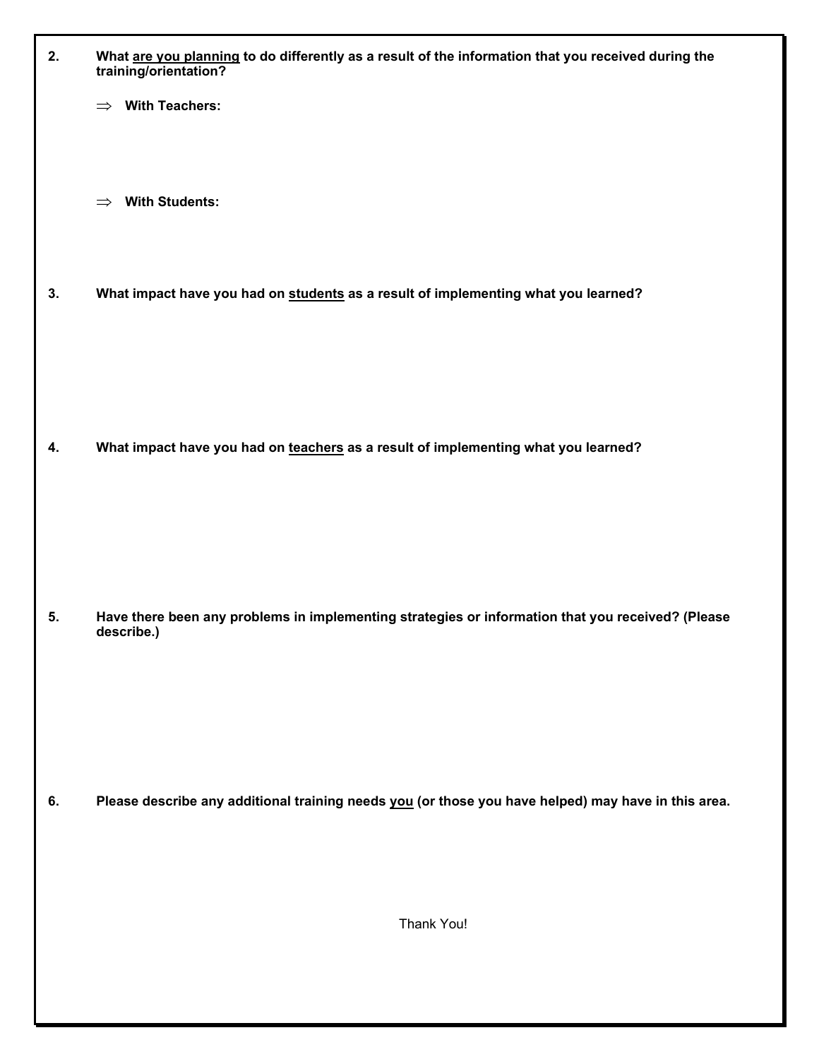2. **What <u>are you planning</u> to do differently as a result of the information that you received during the training/orientation?**

   ⇒ **With Teachers:**

   ⇒ **With Students:**

3. **What impact have you had on <u>students</u> as a result of implementing what you learned?**

4. **What impact have you had on <u>teachers</u> as a result of implementing what you learned?**

5. **Have there been any problems in implementing strategies or information that you received? (Please describe.)**

6. **Please describe any additional training needs <u>you</u> (or those you have helped) may have in this area.**

Thank You!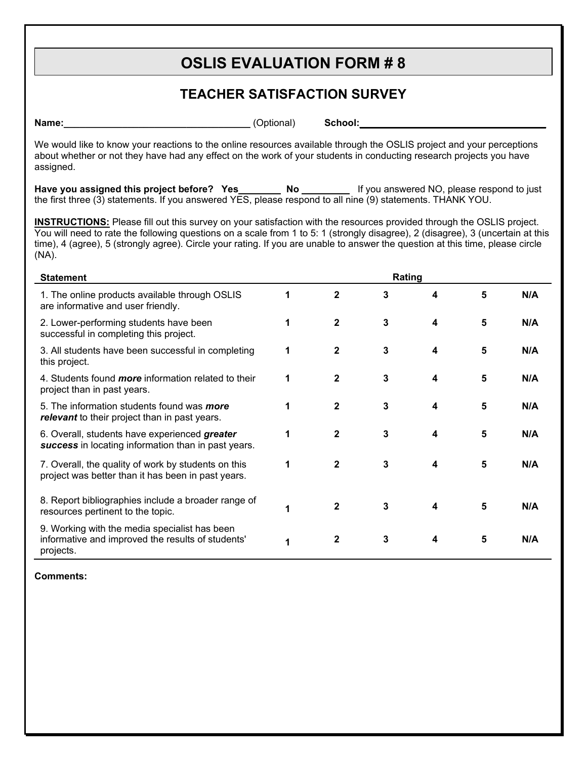# OSLIS EVALUATION FORM # 8

## TEACHER SATISFACTION SURVEY

**Name:**___________________________________ (Optional) **School:**___________________________________

We would like to know your reactions to the online resources available through the OSLIS project and your perceptions about whether or not they have had any effect on the work of your students in conducting research projects you have assigned.

**Have you assigned this project before? Yes________ No _________** If you answered NO, please respond to just the first three (3) statements. If you answered YES, please respond to all nine (9) statements. THANK YOU.

**INSTRUCTIONS:** Please fill out this survey on your satisfaction with the resources provided through the OSLIS project. You will need to rate the following questions on a scale from 1 to 5: 1 (strongly disagree), 2 (disagree), 3 (uncertain at this time), 4 (agree), 5 (strongly agree). Circle your rating. If you are unable to answer the question at this time, please circle (NA).

| Statement | Rating | | | | | |
|---|---|---|---|---|---|---|
| 1. The online products available through OSLIS are informative and user friendly. | **1** | **2** | **3** | **4** | **5** | **N/A** |
| 2. Lower-performing students have been successful in completing this project. | **1** | **2** | **3** | **4** | **5** | **N/A** |
| 3. All students have been successful in completing this project. | **1** | **2** | **3** | **4** | **5** | **N/A** |
| 4. Students found ***more*** information related to their project than in past years. | **1** | **2** | **3** | **4** | **5** | **N/A** |
| 5. The information students found was ***more relevant*** to their project than in past years. | **1** | **2** | **3** | **4** | **5** | **N/A** |
| 6. Overall, students have experienced ***greater success*** in locating information than in past years. | **1** | **2** | **3** | **4** | **5** | **N/A** |
| 7. Overall, the quality of work by students on this project was better than it has been in past years. | **1** | **2** | **3** | **4** | **5** | **N/A** |
| 8. Report bibliographies include a broader range of resources pertinent to the topic. | **1** | **2** | **3** | **4** | **5** | **N/A** |
| 9. Working with the media specialist has been informative and improved the results of students' projects. | **1** | **2** | **3** | **4** | **5** | **N/A** |

**Comments:**